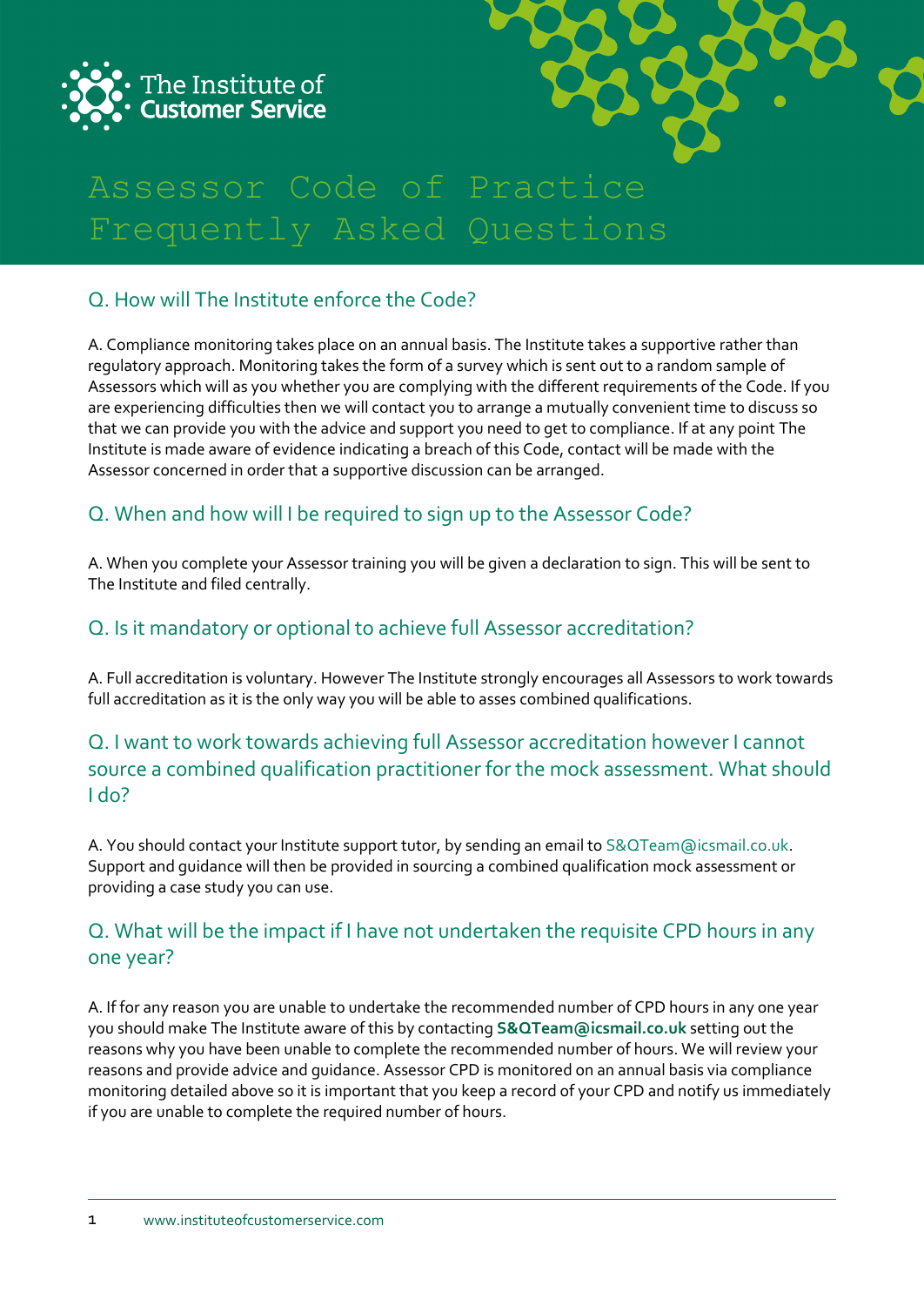The Institute of Customer Service

# Assessor Code of Practice Frequently Asked Questions

## Q. How will The Institute enforce the Code?

A. Compliance monitoring takes place on an annual basis. The Institute takes a supportive rather than regulatory approach. Monitoring takes the form of a survey which is sent out to a random sample of Assessors which will as you whether you are complying with the different requirements of the Code. If you are experiencing difficulties then we will contact you to arrange a mutually convenient time to discuss so that we can provide you with the advice and support you need to get to compliance. If at any point The Institute is made aware of evidence indicating a breach of this Code, contact will be made with the Assessor concerned in order that a supportive discussion can be arranged.

## Q. When and how will I be required to sign up to the Assessor Code?

A. When you complete your Assessor training you will be given a declaration to sign. This will be sent to The Institute and filed centrally.

## Q. Is it mandatory or optional to achieve full Assessor accreditation?

A. Full accreditation is voluntary. However The Institute strongly encourages all Assessors to work towards full accreditation as it is the only way you will be able to asses combined qualifications.

## Q. I want to work towards achieving full Assessor accreditation however I cannot source a combined qualification practitioner for the mock assessment. What should I do?

A. You should contact your Institute support tutor, by sending an email to S&QTeam@icsmail.co.uk. Support and guidance will then be provided in sourcing a combined qualification mock assessment or providing a case study you can use.

## Q. What will be the impact if I have not undertaken the requisite CPD hours in any one year?

A. If for any reason you are unable to undertake the recommended number of CPD hours in any one year you should make The Institute aware of this by contacting **S&QTeam@icsmail.co.uk** setting out the reasons why you have been unable to complete the recommended number of hours. We will review your reasons and provide advice and guidance. Assessor CPD is monitored on an annual basis via compliance monitoring detailed above so it is important that you keep a record of your CPD and notify us immediately if you are unable to complete the required number of hours.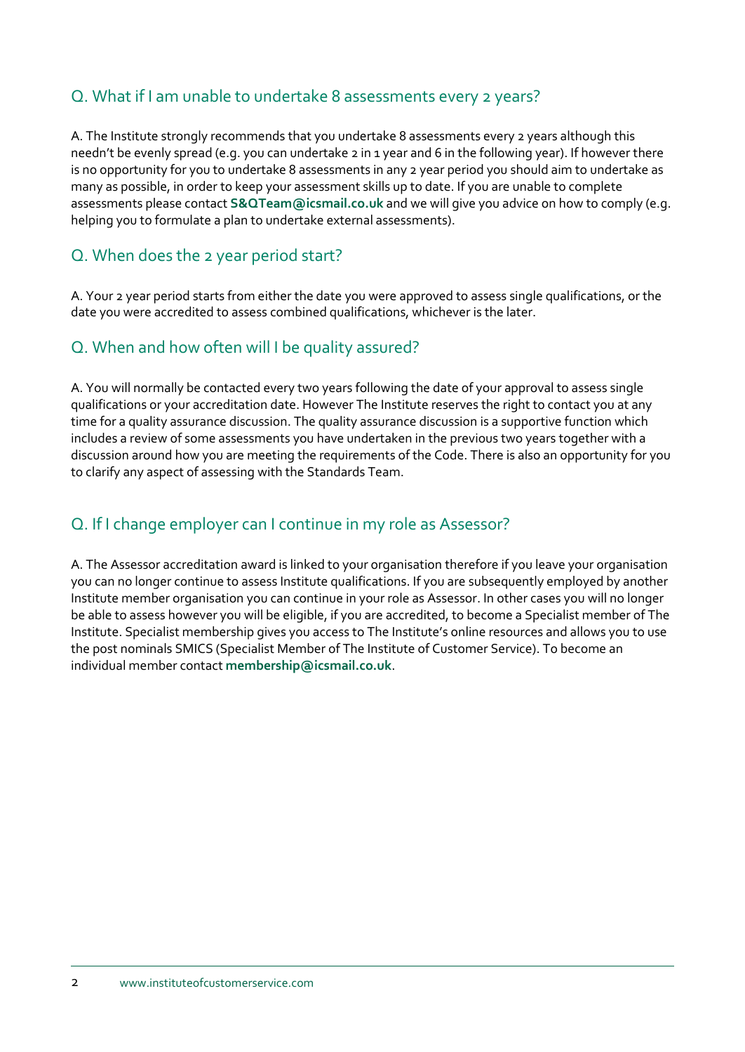## Q. What if I am unable to undertake 8 assessments every 2 years?

A. The Institute strongly recommends that you undertake 8 assessments every 2 years although this needn't be evenly spread (e.g. you can undertake 2 in 1 year and 6 in the following year). If however there is no opportunity for you to undertake 8 assessments in any 2 year period you should aim to undertake as many as possible, in order to keep your assessment skills up to date. If you are unable to complete assessments please contact **S&QTeam@icsmail.co.uk** and we will give you advice on how to comply (e.g. helping you to formulate a plan to undertake external assessments).

## Q. When does the 2 year period start?

A. Your 2 year period starts from either the date you were approved to assess single qualifications, or the date you were accredited to assess combined qualifications, whichever is the later.

## Q. When and how often will I be quality assured?

A. You will normally be contacted every two years following the date of your approval to assess single qualifications or your accreditation date. However The Institute reserves the right to contact you at any time for a quality assurance discussion. The quality assurance discussion is a supportive function which includes a review of some assessments you have undertaken in the previous two years together with a discussion around how you are meeting the requirements of the Code. There is also an opportunity for you to clarify any aspect of assessing with the Standards Team.

## Q. If I change employer can I continue in my role as Assessor?

A. The Assessor accreditation award is linked to your organisation therefore if you leave your organisation you can no longer continue to assess Institute qualifications. If you are subsequently employed by another Institute member organisation you can continue in your role as Assessor. In other cases you will no longer be able to assess however you will be eligible, if you are accredited, to become a Specialist member of The Institute. Specialist membership gives you access to The Institute's online resources and allows you to use the post nominals SMICS (Specialist Member of The Institute of Customer Service). To become an individual member contact **membership@icsmail.co.uk**.